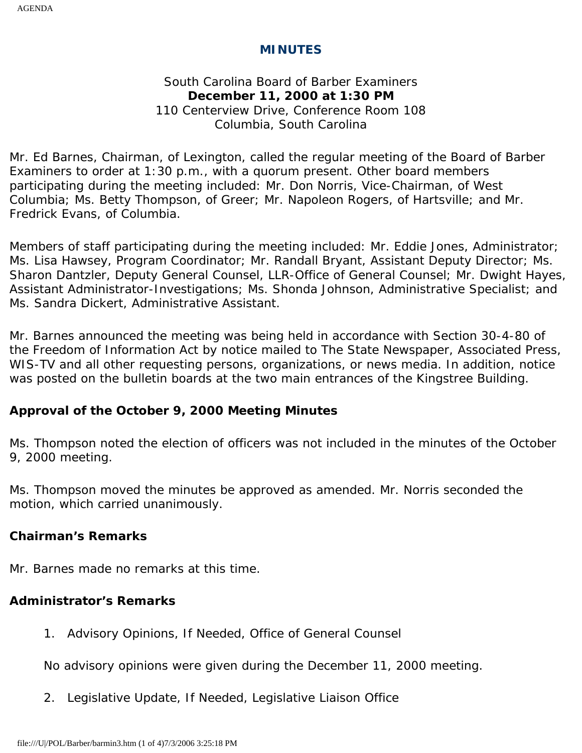# MINUTES

South Carolina Board of Barber Examiners
**December 11, 2000 at 1:30 PM**
110 Centerview Drive, Conference Room 108
Columbia, South Carolina

Mr. Ed Barnes, Chairman, of Lexington, called the regular meeting of the Board of Barber Examiners to order at 1:30 p.m., with a quorum present. Other board members participating during the meeting included: Mr. Don Norris, Vice-Chairman, of West Columbia; Ms. Betty Thompson, of Greer; Mr. Napoleon Rogers, of Hartsville; and Mr. Fredrick Evans, of Columbia.

Members of staff participating during the meeting included: Mr. Eddie Jones, Administrator; Ms. Lisa Hawsey, Program Coordinator; Mr. Randall Bryant, Assistant Deputy Director; Ms. Sharon Dantzler, Deputy General Counsel, LLR-Office of General Counsel; Mr. Dwight Hayes, Assistant Administrator-Investigations; Ms. Shonda Johnson, Administrative Specialist; and Ms. Sandra Dickert, Administrative Assistant.

Mr. Barnes announced the meeting was being held in accordance with Section 30-4-80 of the Freedom of Information Act by notice mailed to The State Newspaper, Associated Press, WIS-TV and all other requesting persons, organizations, or news media. In addition, notice was posted on the bulletin boards at the two main entrances of the Kingstree Building.

**Approval of the October 9, 2000 Meeting Minutes**

Ms. Thompson noted the election of officers was not included in the minutes of the October 9, 2000 meeting.

Ms. Thompson moved the minutes be approved as amended. Mr. Norris seconded the motion, which carried unanimously.

**Chairman's Remarks**

Mr. Barnes made no remarks at this time.

**Administrator's Remarks**

1. Advisory Opinions, If Needed, Office of General Counsel

   No advisory opinions were given during the December 11, 2000 meeting.

2. Legislative Update, If Needed, Legislative Liaison Office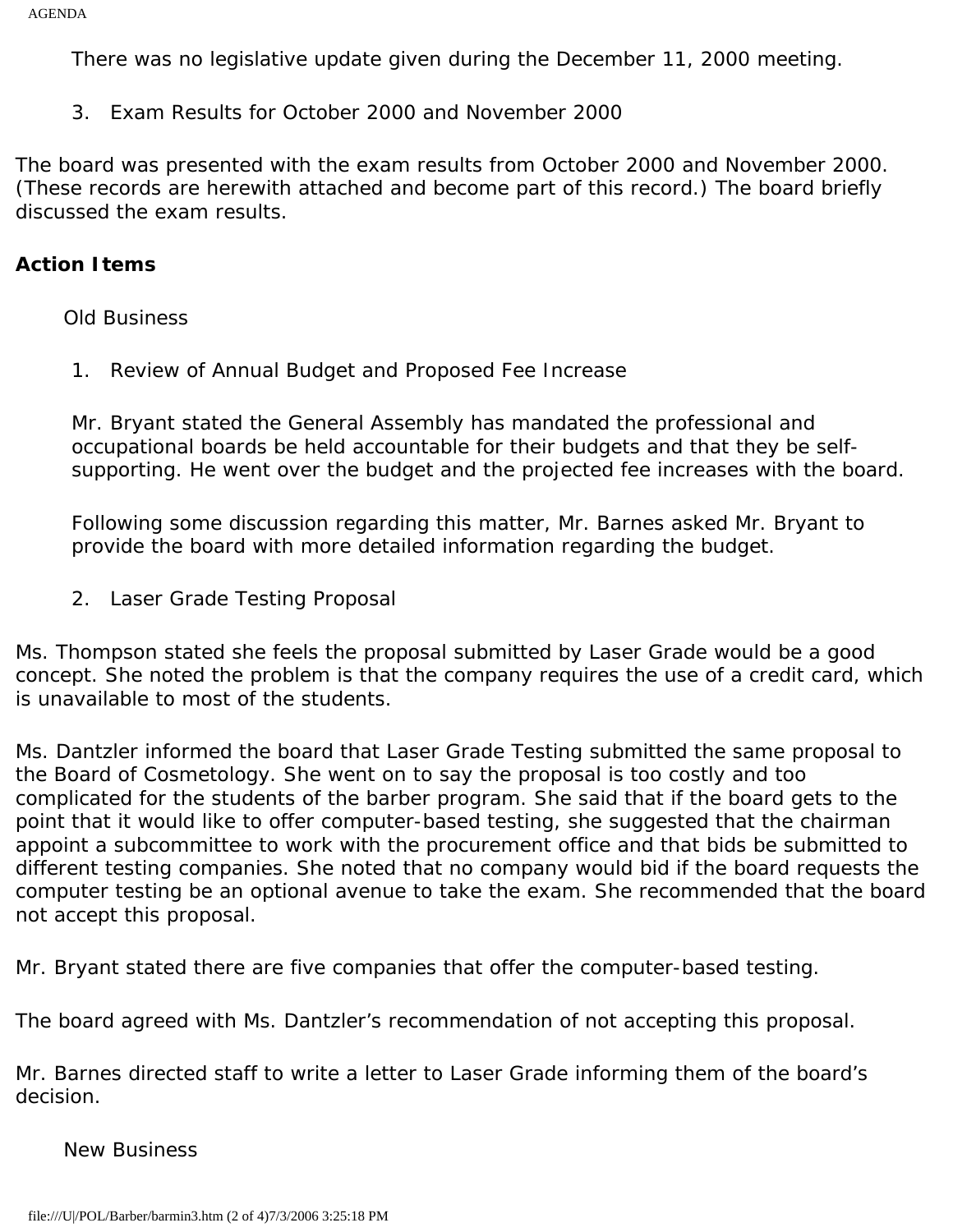There was no legislative update given during the December 11, 2000 meeting.

3. Exam Results for October 2000 and November 2000

The board was presented with the exam results from October 2000 and November 2000. (These records are herewith attached and become part of this record.) The board briefly discussed the exam results.

**Action Items**

Old Business

1. Review of Annual Budget and Proposed Fee Increase

Mr. Bryant stated the General Assembly has mandated the professional and occupational boards be held accountable for their budgets and that they be self-supporting. He went over the budget and the projected fee increases with the board.

Following some discussion regarding this matter, Mr. Barnes asked Mr. Bryant to provide the board with more detailed information regarding the budget.

2. Laser Grade Testing Proposal

Ms. Thompson stated she feels the proposal submitted by Laser Grade would be a good concept. She noted the problem is that the company requires the use of a credit card, which is unavailable to most of the students.

Ms. Dantzler informed the board that Laser Grade Testing submitted the same proposal to the Board of Cosmetology. She went on to say the proposal is too costly and too complicated for the students of the barber program. She said that if the board gets to the point that it would like to offer computer-based testing, she suggested that the chairman appoint a subcommittee to work with the procurement office and that bids be submitted to different testing companies. She noted that no company would bid if the board requests the computer testing be an optional avenue to take the exam. She recommended that the board not accept this proposal.

Mr. Bryant stated there are five companies that offer the computer-based testing.

The board agreed with Ms. Dantzler's recommendation of not accepting this proposal.

Mr. Barnes directed staff to write a letter to Laser Grade informing them of the board's decision.

New Business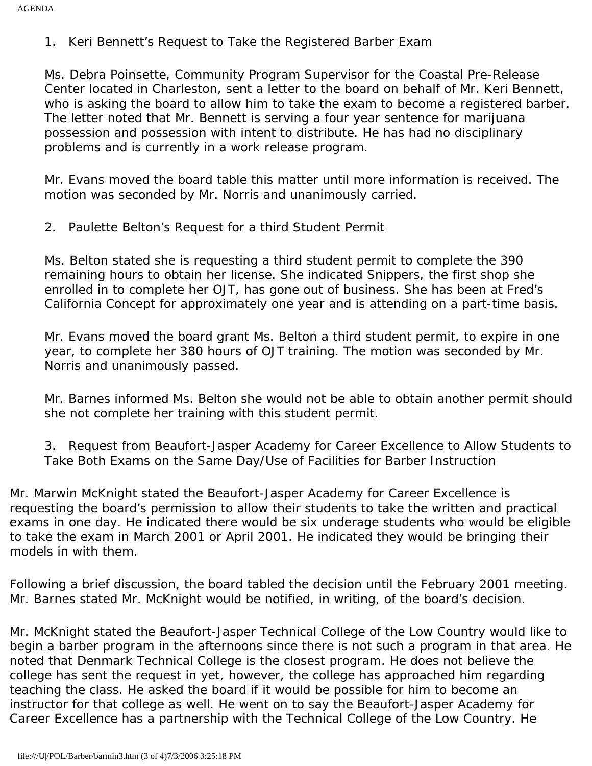1. Keri Bennett's Request to Take the Registered Barber Exam

Ms. Debra Poinsette, Community Program Supervisor for the Coastal Pre-Release Center located in Charleston, sent a letter to the board on behalf of Mr. Keri Bennett, who is asking the board to allow him to take the exam to become a registered barber. The letter noted that Mr. Bennett is serving a four year sentence for marijuana possession and possession with intent to distribute. He has had no disciplinary problems and is currently in a work release program.

Mr. Evans moved the board table this matter until more information is received. The motion was seconded by Mr. Norris and unanimously carried.

2. Paulette Belton's Request for a third Student Permit

Ms. Belton stated she is requesting a third student permit to complete the 390 remaining hours to obtain her license. She indicated Snippers, the first shop she enrolled in to complete her OJT, has gone out of business. She has been at Fred's California Concept for approximately one year and is attending on a part-time basis.

Mr. Evans moved the board grant Ms. Belton a third student permit, to expire in one year, to complete her 380 hours of OJT training. The motion was seconded by Mr. Norris and unanimously passed.

Mr. Barnes informed Ms. Belton she would not be able to obtain another permit should she not complete her training with this student permit.

3. Request from Beaufort-Jasper Academy for Career Excellence to Allow Students to Take Both Exams on the Same Day/Use of Facilities for Barber Instruction

Mr. Marwin McKnight stated the Beaufort-Jasper Academy for Career Excellence is requesting the board's permission to allow their students to take the written and practical exams in one day. He indicated there would be six underage students who would be eligible to take the exam in March 2001 or April 2001. He indicated they would be bringing their models in with them.

Following a brief discussion, the board tabled the decision until the February 2001 meeting. Mr. Barnes stated Mr. McKnight would be notified, in writing, of the board's decision.

Mr. McKnight stated the Beaufort-Jasper Technical College of the Low Country would like to begin a barber program in the afternoons since there is not such a program in that area. He noted that Denmark Technical College is the closest program. He does not believe the college has sent the request in yet, however, the college has approached him regarding teaching the class. He asked the board if it would be possible for him to become an instructor for that college as well. He went on to say the Beaufort-Jasper Academy for Career Excellence has a partnership with the Technical College of the Low Country. He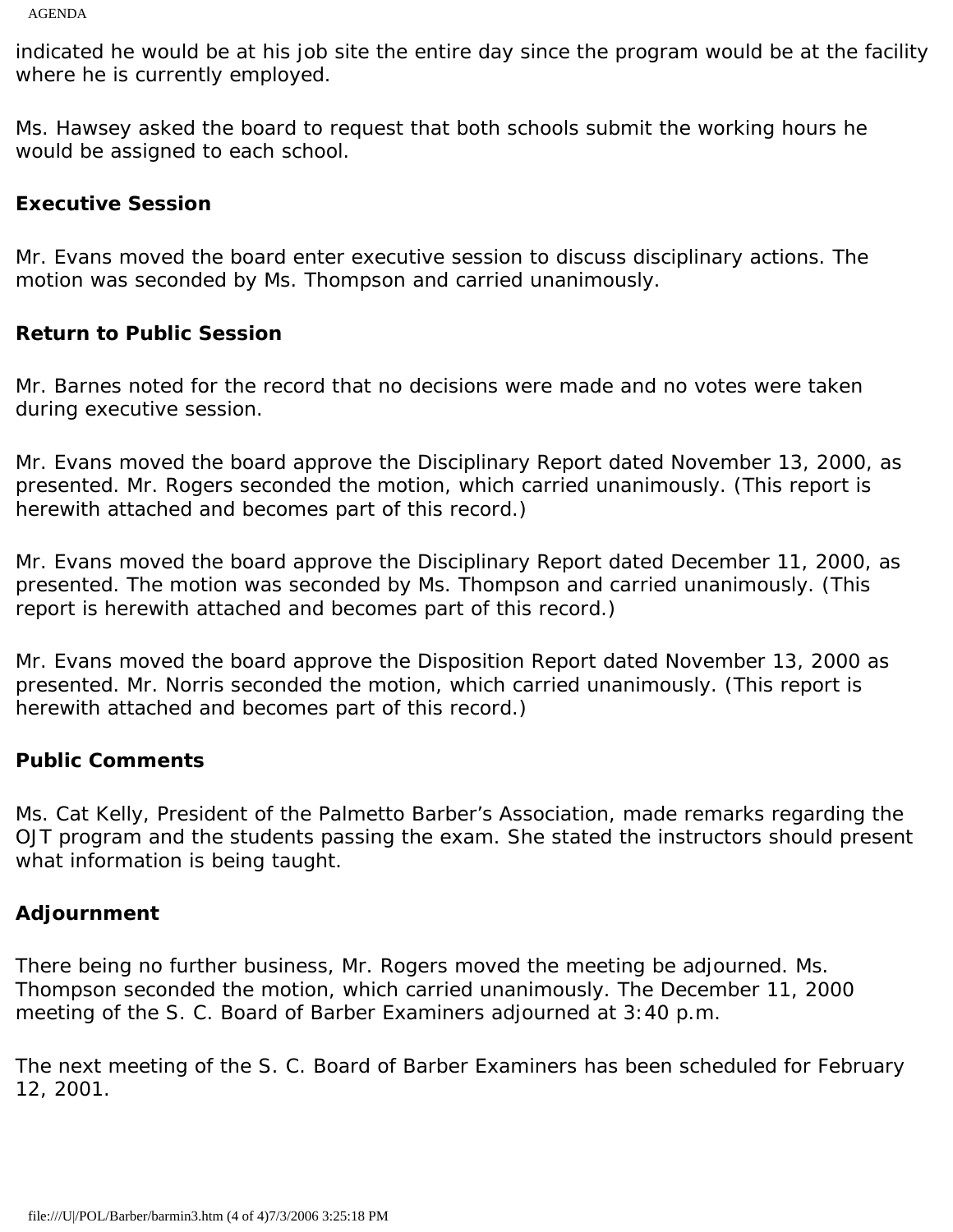indicated he would be at his job site the entire day since the program would be at the facility where he is currently employed.

Ms. Hawsey asked the board to request that both schools submit the working hours he would be assigned to each school.

**Executive Session**

Mr. Evans moved the board enter executive session to discuss disciplinary actions. The motion was seconded by Ms. Thompson and carried unanimously.

**Return to Public Session**

Mr. Barnes noted for the record that no decisions were made and no votes were taken during executive session.

Mr. Evans moved the board approve the Disciplinary Report dated November 13, 2000, as presented. Mr. Rogers seconded the motion, which carried unanimously. (This report is herewith attached and becomes part of this record.)

Mr. Evans moved the board approve the Disciplinary Report dated December 11, 2000, as presented. The motion was seconded by Ms. Thompson and carried unanimously. (This report is herewith attached and becomes part of this record.)

Mr. Evans moved the board approve the Disposition Report dated November 13, 2000 as presented. Mr. Norris seconded the motion, which carried unanimously. (This report is herewith attached and becomes part of this record.)

**Public Comments**

Ms. Cat Kelly, President of the Palmetto Barber's Association, made remarks regarding the OJT program and the students passing the exam. She stated the instructors should present what information is being taught.

**Adjournment**

There being no further business, Mr. Rogers moved the meeting be adjourned. Ms. Thompson seconded the motion, which carried unanimously. The December 11, 2000 meeting of the S. C. Board of Barber Examiners adjourned at 3:40 p.m.

The next meeting of the S. C. Board of Barber Examiners has been scheduled for February 12, 2001.